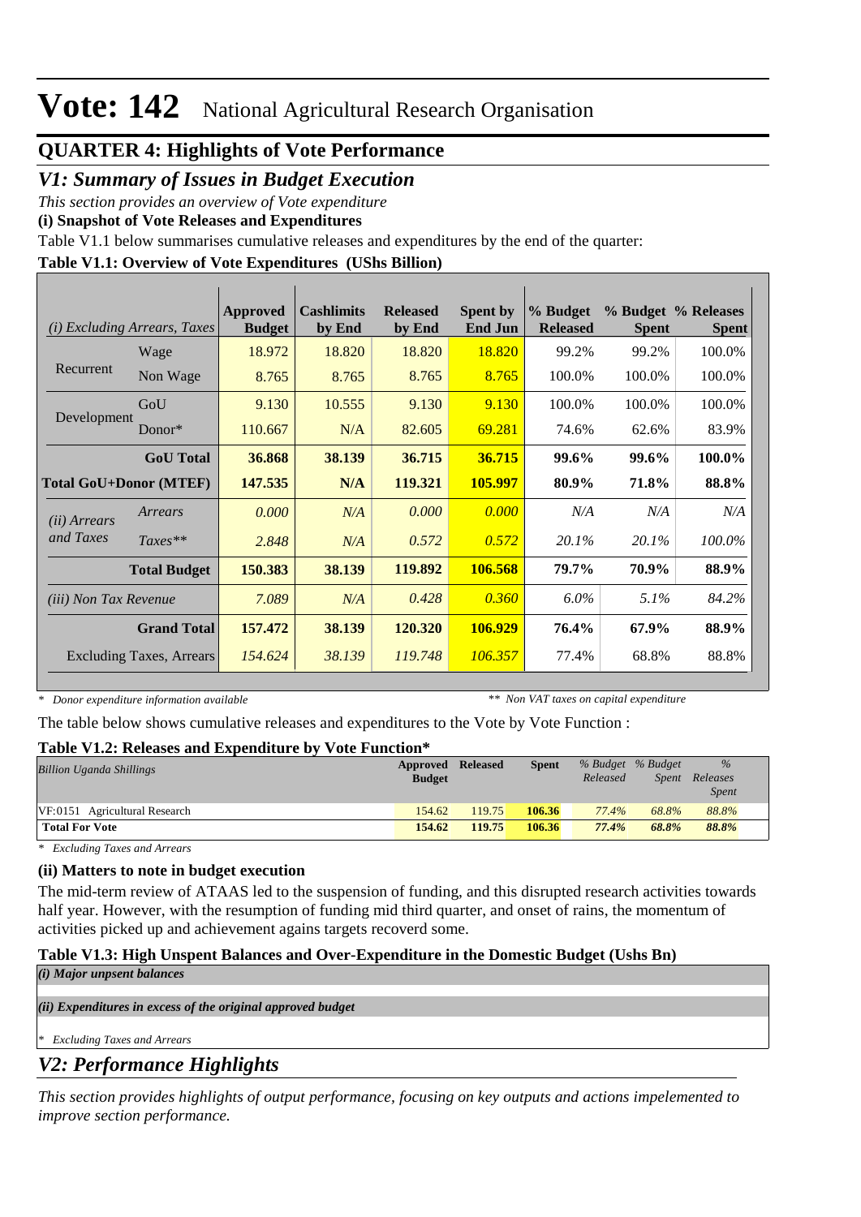# Vote: 142 National Agricultural Research Organisation

## QUARTER 4: Highlights of Vote Performance

## *V1: Summary of Issues in Budget Execution*

*This section provides an overview of Vote expenditure*

**(i) Snapshot of Vote Releases and Expenditures**

Table V1.1 below summarises cumulative releases and expenditures by the end of the quarter:

**Table V1.1: Overview of Vote Expenditures (UShs Billion)**

| *(i) Excluding Arrears, Taxes* | | Approved Budget | Cashlimits by End | Released by End | Spent by End Jun | % Budget Released | % Budget Spent | % Releases Spent |
|---|---|---|---|---|---|---|---|---|
| Recurrent | Wage | 18.972 | 18.820 | 18.820 | 18.820 | 99.2% | 99.2% | 100.0% |
| | Non Wage | 8.765 | 8.765 | 8.765 | 8.765 | 100.0% | 100.0% | 100.0% |
| Development | GoU | 9.130 | 10.555 | 9.130 | 9.130 | 100.0% | 100.0% | 100.0% |
| | Donor* | 110.667 | N/A | 82.605 | 69.281 | 74.6% | 62.6% | 83.9% |
| | **GoU Total** | **36.868** | **38.139** | **36.715** | **36.715** | **99.6%** | **99.6%** | **100.0%** |
| **Total GoU+Donor (MTEF)** | | **147.535** | **N/A** | **119.321** | **105.997** | **80.9%** | **71.8%** | **88.8%** |
| *(ii) Arrears and Taxes* | *Arrears* | *0.000* | *N/A* | *0.000* | *0.000* | *N/A* | *N/A* | *N/A* |
| | *Taxes*** | *2.848* | *N/A* | *0.572* | *0.572* | *20.1%* | *20.1%* | *100.0%* |
| | **Total Budget** | **150.383** | **38.139** | **119.892** | **106.568** | **79.7%** | **70.9%** | **88.9%** |
| *(iii) Non Tax Revenue* | | *7.089* | *N/A* | *0.428* | *0.360* | *6.0%* | *5.1%* | *84.2%* |
| | **Grand Total** | **157.472** | **38.139** | **120.320** | **106.929** | **76.4%** | **67.9%** | **88.9%** |
| Excluding Taxes, Arrears | | *154.624* | *38.139* | *119.748* | *106.357* | 77.4% | 68.8% | 88.8% |

*\* Donor expenditure information available* *\*\* Non VAT taxes on capital expenditure*

The table below shows cumulative releases and expenditures to the Vote by Vote Function :

**Table V1.2: Releases and Expenditure by Vote Function***

| *Billion Uganda Shillings* | Approved Budget | Released | Spent | *% Budget Released* | *% Budget Spent* | *% Releases Spent* |
|---|---|---|---|---|---|---|
| VF:0151 Agricultural Research | 154.62 | 119.75 | 106.36 | *77.4%* | *68.8%* | *88.8%* |
| **Total For Vote** | **154.62** | **119.75** | **106.36** | ***77.4%*** | ***68.8%*** | ***88.8%*** |

*\* Excluding Taxes and Arrears*

**(ii) Matters to note in budget execution**

The mid-term review of ATAAS led to the suspension of funding, and this disrupted research activities towards half year. However, with the resumption of funding mid third quarter, and onset of rains, the momentum of activities picked up and achievement agains targets recoverd some.

**Table V1.3: High Unspent Balances and Over-Expenditure in the Domestic Budget (Ushs Bn)**

***(i) Major unpsent balances***

***(ii) Expenditures in excess of the original approved budget***

*\* Excluding Taxes and Arrears*

## *V2: Performance Highlights*

*This section provides highlights of output performance, focusing on key outputs and actions impelemented to improve section performance.*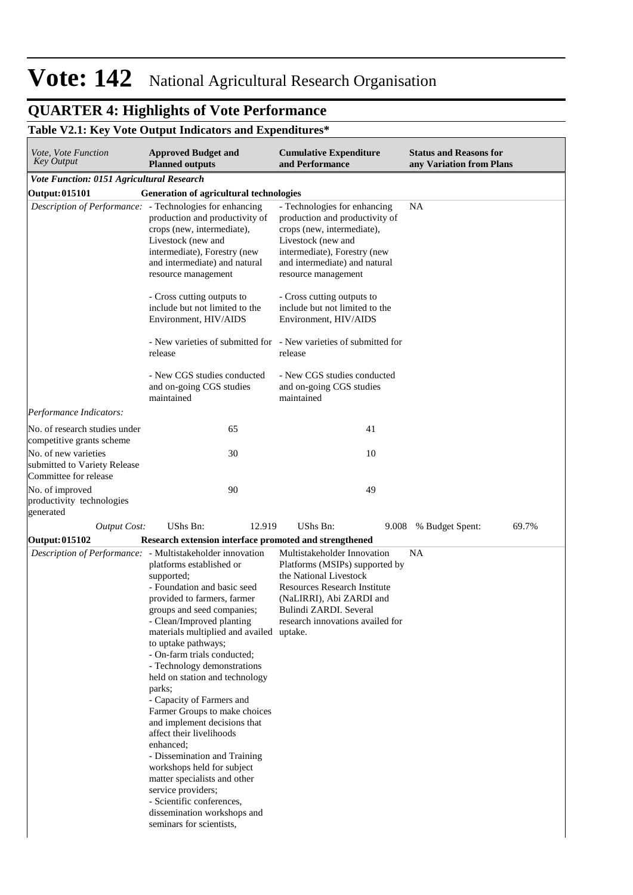# Vote: 142 National Agricultural Research Organisation

## QUARTER 4: Highlights of Vote Performance

### Table V2.1: Key Vote Output Indicators and Expenditures*

| *Vote, Vote Function Key Output* | **Approved Budget and Planned outputs** | | **Cumulative Expenditure and Performance** | | **Status and Reasons for any Variation from Plans** | |
|---|---|---|---|---|---|---|
| ***Vote Function: 0151 Agricultural Research*** | | | | | | |
| **Output: 015101** | **Generation of agricultural technologies** | | | | | |
| *Description of Performance:* | - Technologies for enhancing production and productivity of crops (new, intermediate), Livestock (new and intermediate), Forestry (new and intermediate) and natural resource management<br><br>- Cross cutting outputs to include but not limited to the Environment, HIV/AIDS<br><br>- New varieties of submitted for release<br><br>- New CGS studies conducted and on-going CGS studies maintained | | - Technologies for enhancing production and productivity of crops (new, intermediate), Livestock (new and intermediate), Forestry (new and intermediate) and natural resource management<br><br>- Cross cutting outputs to include but not limited to the Environment, HIV/AIDS<br><br>- New varieties of submitted for release<br><br>- New CGS studies conducted and on-going CGS studies maintained | | NA | |
| *Performance Indicators:* | | | | | | |
| No. of research studies under competitive grants scheme | 65 | | 41 | | | |
| No. of new varieties submitted to Variety Release Committee for release | 30 | | 10 | | | |
| No. of improved productivity technologies generated | 90 | | 49 | | | |
| *Output Cost:* | UShs Bn: | 12.919 | UShs Bn: | 9.008 | % Budget Spent: | 69.7% |
| **Output: 015102** | **Research extension interface promoted and strengthened** | | | | | |
| *Description of Performance:* | - Multistakeholder innovation platforms established or supported;<br>- Foundation and basic seed provided to farmers, farmer groups and seed companies;<br>- Clean/Improved planting materials multiplied and availed to uptake pathways;<br>- On-farm trials conducted;<br>- Technology demonstrations held on station and technology parks;<br>- Capacity of Farmers and Farmer Groups to make choices and implement decisions that affect their livelihoods enhanced;<br>- Dissemination and Training workshops held for subject matter specialists and other service providers;<br>- Scientific conferences, dissemination workshops and seminars for scientists, | | Multistakeholder Innovation Platforms (MSIPs) supported by the National Livestock Resources Research Institute (NaLIRRI), Abi ZARDI and Bulindi ZARDI. Several research innovations availed for uptake. | | NA | |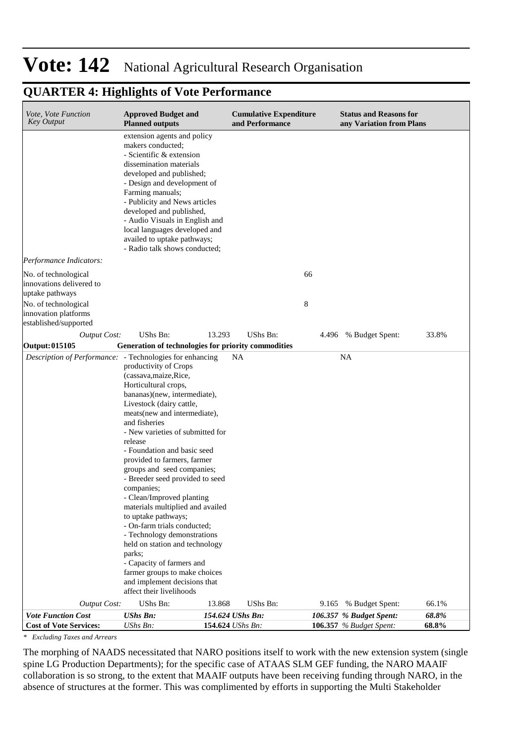# Vote: 142 National Agricultural Research Organisation

## QUARTER 4: Highlights of Vote Performance

| *Vote, Vote Function Key Output* | **Approved Budget and Planned outputs** | | **Cumulative Expenditure and Performance** | | **Status and Reasons for any Variation from Plans** | |
|---|---|---|---|---|---|---|
| | extension agents and policy makers conducted;<br>- Scientific & extension dissemination materials developed and published;<br>- Design and development of Farming manuals;<br>- Publicity and News articles developed and published,<br>- Audio Visuals in English and local languages developed and availed to uptake pathways;<br>- Radio talk shows conducted; | | | | | |
| *Performance Indicators:* | | | | | | |
| No. of technological innovations delivered to uptake pathways | | | | 66 | | |
| No. of technological innovation platforms established/supported | | | | 8 | | |
| *Output Cost:* | UShs Bn: | 13.293 | UShs Bn: | 4.496 | % Budget Spent: | 33.8% |
| **Output: 015105** | **Generation of technologies for priority commodities** | | | | | |
| *Description of Performance:* | - Technologies for enhancing productivity of Crops (cassava,maize,Rice, Horticultural crops, bananas)(new, intermediate), Livestock (dairy cattle, meats(new and intermediate), and fisheries<br>- New varieties of submitted for release<br>- Foundation and basic seed provided to farmers, farmer groups and seed companies;<br>- Breeder seed provided to seed companies;<br>- Clean/Improved planting materials multiplied and availed to uptake pathways;<br>- On-farm trials conducted;<br>- Technology demonstrations held on station and technology parks;<br>- Capacity of farmers and farmer groups to make choices and implement decisions that affect their livelihoods | | NA | | NA | |
| *Output Cost:* | UShs Bn: | 13.868 | UShs Bn: | 9.165 | % Budget Spent: | 66.1% |
| ***Vote Function Cost*** | ***UShs Bn:*** | ***154.624*** | ***UShs Bn:*** | ***106.357*** | ***% Budget Spent:*** | ***68.8%*** |
| **Cost of Vote Services:** | *UShs Bn:* | **154.624** | *UShs Bn:* | **106.357** | *% Budget Spent:* | **68.8%** |

*\* Excluding Taxes and Arrears*

The morphing of NAADS necessitated that NARO positions itself to work with the new extension system (single spine LG Production Departments); for the specific case of ATAAS SLM GEF funding, the NARO MAAIF collaboration is so strong, to the extent that MAAIF outputs have been receiving funding through NARO, in the absence of structures at the former. This was complimented by efforts in supporting the Multi Stakeholder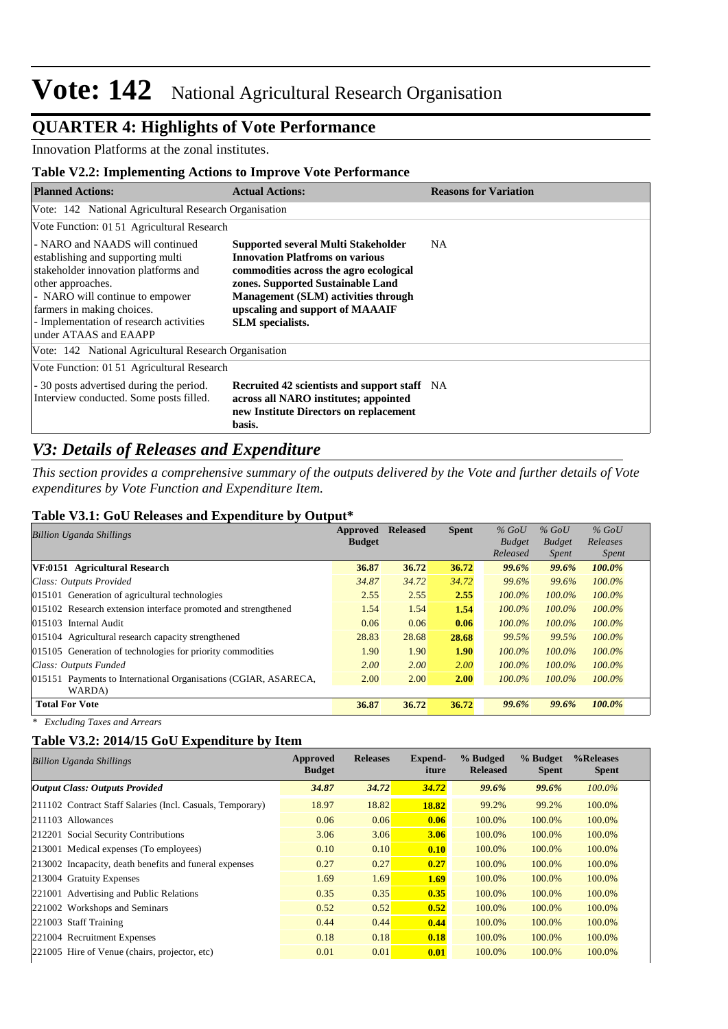# Vote: 142 National Agricultural Research Organisation

## QUARTER 4: Highlights of Vote Performance

Innovation Platforms at the zonal institutes.

### Table V2.2: Implementing Actions to Improve Vote Performance

| Planned Actions: | Actual Actions: | Reasons for Variation |
|---|---|---|
| Vote: 142 National Agricultural Research Organisation | | |
| Vote Function: 01 51 Agricultural Research | | |
| - NARO and NAADS will continued establishing and supporting multi stakeholder innovation platforms and other approaches.<br>- NARO will continue to empower farmers in making choices.<br>- Implementation of research activities under ATAAS and EAAPP | **Supported several Multi Stakeholder Innovation Platfroms on various commodities across the agro ecological zones. Supported Sustainable Land Management (SLM) activities through upscaling and support of MAAAIF SLM specialists.** | NA |
| Vote: 142 National Agricultural Research Organisation | | |
| Vote Function: 01 51 Agricultural Research | | |
| - 30 posts advertised during the period. Interview conducted. Some posts filled. | **Recruited 42 scientists and support staff across all NARO institutes; appointed new Institute Directors on replacement basis.** | NA |

## *V3: Details of Releases and Expenditure*

*This section provides a comprehensive summary of the outputs delivered by the Vote and further details of Vote expenditures by Vote Function and Expenditure Item.*

### Table V3.1: GoU Releases and Expenditure by Output*

| *Billion Uganda Shillings* | Approved Budget | Released | Spent | *% GoU Budget Released* | *% GoU Budget Spent* | *% GoU Releases Spent* |
|---|---|---|---|---|---|---|
| **VF:0151 Agricultural Research** | **36.87** | **36.72** | **36.72** | ***99.6%*** | ***99.6%*** | ***100.0%*** |
| *Class: Outputs Provided* | *34.87* | *34.72* | *34.72* | *99.6%* | *99.6%* | *100.0%* |
| 015101 Generation of agricultural technologies | 2.55 | 2.55 | **2.55** | *100.0%* | *100.0%* | *100.0%* |
| 015102 Research extension interface promoted and strengthened | 1.54 | 1.54 | **1.54** | *100.0%* | *100.0%* | *100.0%* |
| 015103 Internal Audit | 0.06 | 0.06 | **0.06** | *100.0%* | *100.0%* | *100.0%* |
| 015104 Agricultural research capacity strengthened | 28.83 | 28.68 | **28.68** | *99.5%* | *99.5%* | *100.0%* |
| 015105 Generation of technologies for priority commodities | 1.90 | 1.90 | **1.90** | *100.0%* | *100.0%* | *100.0%* |
| *Class: Outputs Funded* | *2.00* | *2.00* | *2.00* | *100.0%* | *100.0%* | *100.0%* |
| 015151 Payments to International Organisations (CGIAR, ASARECA, WARDA) | 2.00 | 2.00 | **2.00** | *100.0%* | *100.0%* | *100.0%* |
| **Total For Vote** | **36.87** | **36.72** | **36.72** | ***99.6%*** | ***99.6%*** | ***100.0%*** |

*\* Excluding Taxes and Arrears*

### Table V3.2: 2014/15 GoU Expenditure by Item

| *Billion Uganda Shillings* | Approved Budget | Releases | Expend-iture | % Budgeted Released | % Budget Spent | %Releases Spent |
|---|---|---|---|---|---|---|
| ***Output Class: Outputs Provided*** | ***34.87*** | ***34.72*** | ***34.72*** | ***99.6%*** | ***99.6%*** | *100.0%* |
| 211102 Contract Staff Salaries (Incl. Casuals, Temporary) | 18.97 | 18.82 | **18.82** | 99.2% | 99.2% | 100.0% |
| 211103 Allowances | 0.06 | 0.06 | **0.06** | 100.0% | 100.0% | 100.0% |
| 212201 Social Security Contributions | 3.06 | 3.06 | **3.06** | 100.0% | 100.0% | 100.0% |
| 213001 Medical expenses (To employees) | 0.10 | 0.10 | **0.10** | 100.0% | 100.0% | 100.0% |
| 213002 Incapacity, death benefits and funeral expenses | 0.27 | 0.27 | **0.27** | 100.0% | 100.0% | 100.0% |
| 213004 Gratuity Expenses | 1.69 | 1.69 | **1.69** | 100.0% | 100.0% | 100.0% |
| 221001 Advertising and Public Relations | 0.35 | 0.35 | **0.35** | 100.0% | 100.0% | 100.0% |
| 221002 Workshops and Seminars | 0.52 | 0.52 | **0.52** | 100.0% | 100.0% | 100.0% |
| 221003 Staff Training | 0.44 | 0.44 | **0.44** | 100.0% | 100.0% | 100.0% |
| 221004 Recruitment Expenses | 0.18 | 0.18 | **0.18** | 100.0% | 100.0% | 100.0% |
| 221005 Hire of Venue (chairs, projector, etc) | 0.01 | 0.01 | **0.01** | 100.0% | 100.0% | 100.0% |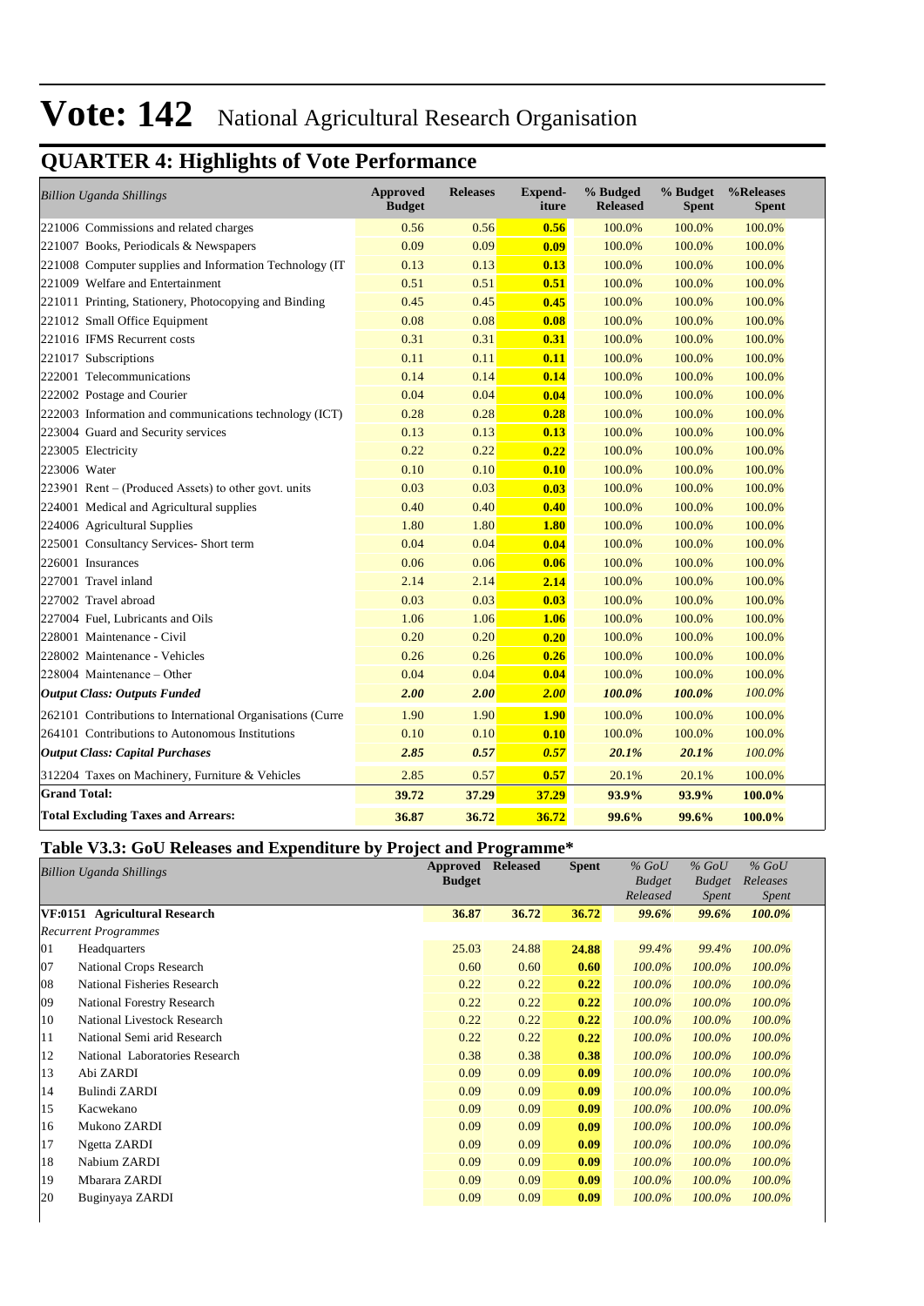# Vote: 142 National Agricultural Research Organisation

## QUARTER 4: Highlights of Vote Performance

| *Billion Uganda Shillings* | Approved Budget | Releases | Expend-iture | % Budged Released | % Budget Spent | %Releases Spent |
|---|---|---|---|---|---|---|
| 221006 Commissions and related charges | 0.56 | 0.56 | **0.56** | 100.0% | 100.0% | 100.0% |
| 221007 Books, Periodicals & Newspapers | 0.09 | 0.09 | **0.09** | 100.0% | 100.0% | 100.0% |
| 221008 Computer supplies and Information Technology (IT | 0.13 | 0.13 | **0.13** | 100.0% | 100.0% | 100.0% |
| 221009 Welfare and Entertainment | 0.51 | 0.51 | **0.51** | 100.0% | 100.0% | 100.0% |
| 221011 Printing, Stationery, Photocopying and Binding | 0.45 | 0.45 | **0.45** | 100.0% | 100.0% | 100.0% |
| 221012 Small Office Equipment | 0.08 | 0.08 | **0.08** | 100.0% | 100.0% | 100.0% |
| 221016 IFMS Recurrent costs | 0.31 | 0.31 | **0.31** | 100.0% | 100.0% | 100.0% |
| 221017 Subscriptions | 0.11 | 0.11 | **0.11** | 100.0% | 100.0% | 100.0% |
| 222001 Telecommunications | 0.14 | 0.14 | **0.14** | 100.0% | 100.0% | 100.0% |
| 222002 Postage and Courier | 0.04 | 0.04 | **0.04** | 100.0% | 100.0% | 100.0% |
| 222003 Information and communications technology (ICT) | 0.28 | 0.28 | **0.28** | 100.0% | 100.0% | 100.0% |
| 223004 Guard and Security services | 0.13 | 0.13 | **0.13** | 100.0% | 100.0% | 100.0% |
| 223005 Electricity | 0.22 | 0.22 | **0.22** | 100.0% | 100.0% | 100.0% |
| 223006 Water | 0.10 | 0.10 | **0.10** | 100.0% | 100.0% | 100.0% |
| 223901 Rent – (Produced Assets) to other govt. units | 0.03 | 0.03 | **0.03** | 100.0% | 100.0% | 100.0% |
| 224001 Medical and Agricultural supplies | 0.40 | 0.40 | **0.40** | 100.0% | 100.0% | 100.0% |
| 224006 Agricultural Supplies | 1.80 | 1.80 | **1.80** | 100.0% | 100.0% | 100.0% |
| 225001 Consultancy Services- Short term | 0.04 | 0.04 | **0.04** | 100.0% | 100.0% | 100.0% |
| 226001 Insurances | 0.06 | 0.06 | **0.06** | 100.0% | 100.0% | 100.0% |
| 227001 Travel inland | 2.14 | 2.14 | **2.14** | 100.0% | 100.0% | 100.0% |
| 227002 Travel abroad | 0.03 | 0.03 | **0.03** | 100.0% | 100.0% | 100.0% |
| 227004 Fuel, Lubricants and Oils | 1.06 | 1.06 | **1.06** | 100.0% | 100.0% | 100.0% |
| 228001 Maintenance - Civil | 0.20 | 0.20 | **0.20** | 100.0% | 100.0% | 100.0% |
| 228002 Maintenance - Vehicles | 0.26 | 0.26 | **0.26** | 100.0% | 100.0% | 100.0% |
| 228004 Maintenance – Other | 0.04 | 0.04 | **0.04** | 100.0% | 100.0% | 100.0% |
| ***Output Class: Outputs Funded*** | ***2.00*** | ***2.00*** | ***2.00*** | ***100.0%*** | ***100.0%*** | *100.0%* |
| 262101 Contributions to International Organisations (Curre | 1.90 | 1.90 | **1.90** | 100.0% | 100.0% | 100.0% |
| 264101 Contributions to Autonomous Institutions | 0.10 | 0.10 | **0.10** | 100.0% | 100.0% | 100.0% |
| ***Output Class: Capital Purchases*** | ***2.85*** | ***0.57*** | ***0.57*** | ***20.1%*** | ***20.1%*** | *100.0%* |
| 312204 Taxes on Machinery, Furniture & Vehicles | 2.85 | 0.57 | **0.57** | 20.1% | 20.1% | 100.0% |
| **Grand Total:** | **39.72** | **37.29** | **37.29** | **93.9%** | **93.9%** | **100.0%** |
| **Total Excluding Taxes and Arrears:** | **36.87** | **36.72** | **36.72** | **99.6%** | **99.6%** | **100.0%** |

## Table V3.3: GoU Releases and Expenditure by Project and Programme*

| | *Billion Uganda Shillings* | Approved Budget | Released | Spent | *% GoU Budget Released* | *% GoU Budget Spent* | *% GoU Releases Spent* |
|---|---|---|---|---|---|---|---|
| **VF:0151** | **Agricultural Research** | **36.87** | **36.72** | **36.72** | ***99.6%*** | ***99.6%*** | ***100.0%*** |
| *Recurrent Programmes* | | | | | | | |
| 01 | Headquarters | 25.03 | 24.88 | **24.88** | *99.4%* | *99.4%* | *100.0%* |
| 07 | National Crops Research | 0.60 | 0.60 | **0.60** | *100.0%* | *100.0%* | *100.0%* |
| 08 | National Fisheries Research | 0.22 | 0.22 | **0.22** | *100.0%* | *100.0%* | *100.0%* |
| 09 | National Forestry Research | 0.22 | 0.22 | **0.22** | *100.0%* | *100.0%* | *100.0%* |
| 10 | National Livestock Research | 0.22 | 0.22 | **0.22** | *100.0%* | *100.0%* | *100.0%* |
| 11 | National Semi arid Research | 0.22 | 0.22 | **0.22** | *100.0%* | *100.0%* | *100.0%* |
| 12 | National Laboratories Research | 0.38 | 0.38 | **0.38** | *100.0%* | *100.0%* | *100.0%* |
| 13 | Abi ZARDI | 0.09 | 0.09 | **0.09** | *100.0%* | *100.0%* | *100.0%* |
| 14 | Bulindi ZARDI | 0.09 | 0.09 | **0.09** | *100.0%* | *100.0%* | *100.0%* |
| 15 | Kacwekano | 0.09 | 0.09 | **0.09** | *100.0%* | *100.0%* | *100.0%* |
| 16 | Mukono ZARDI | 0.09 | 0.09 | **0.09** | *100.0%* | *100.0%* | *100.0%* |
| 17 | Ngetta ZARDI | 0.09 | 0.09 | **0.09** | *100.0%* | *100.0%* | *100.0%* |
| 18 | Nabium ZARDI | 0.09 | 0.09 | **0.09** | *100.0%* | *100.0%* | *100.0%* |
| 19 | Mbarara ZARDI | 0.09 | 0.09 | **0.09** | *100.0%* | *100.0%* | *100.0%* |
| 20 | Buginyaya ZARDI | 0.09 | 0.09 | **0.09** | *100.0%* | *100.0%* | *100.0%* |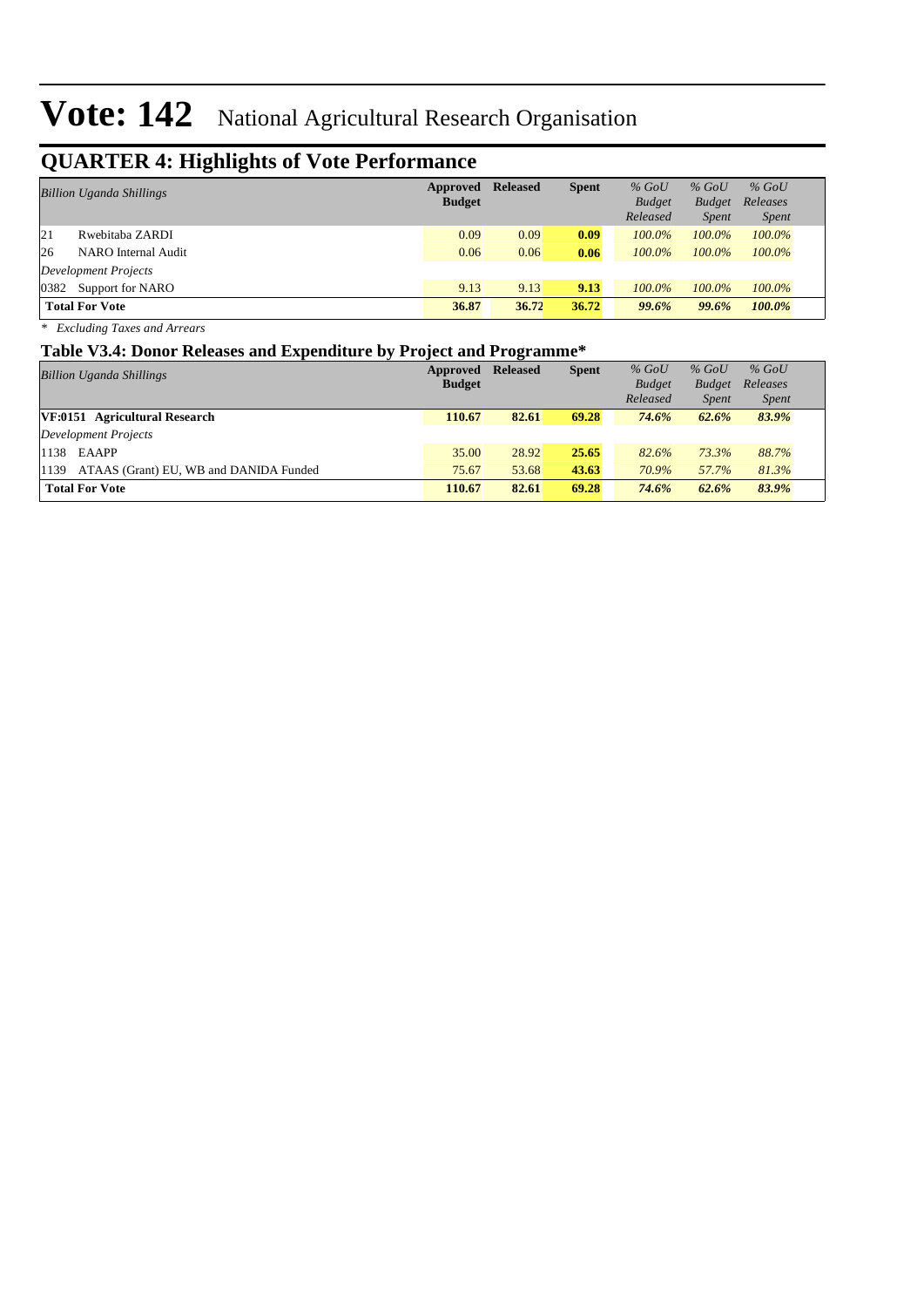# Vote: 142 National Agricultural Research Organisation

## QUARTER 4: Highlights of Vote Performance

| *Billion Uganda Shillings* | Approved Budget | Released | Spent | *% GoU Budget Released* | *% GoU Budget Spent* | *% GoU Releases Spent* |
|---|---|---|---|---|---|---|
| 21 Rwebitaba ZARDI | 0.09 | 0.09 | **0.09** | *100.0%* | *100.0%* | *100.0%* |
| 26 NARO Internal Audit | 0.06 | 0.06 | **0.06** | *100.0%* | *100.0%* | *100.0%* |
| *Development Projects* | | | | | | |
| 0382 Support for NARO | 9.13 | 9.13 | **9.13** | *100.0%* | *100.0%* | *100.0%* |
| **Total For Vote** | **36.87** | **36.72** | **36.72** | ***99.6%*** | ***99.6%*** | ***100.0%*** |

*\* Excluding Taxes and Arrears*

### Table V3.4: Donor Releases and Expenditure by Project and Programme*

| *Billion Uganda Shillings* | Approved Budget | Released | Spent | *% GoU Budget Released* | *% GoU Budget Spent* | *% GoU Releases Spent* |
|---|---|---|---|---|---|---|
| **VF:0151 Agricultural Research** | **110.67** | **82.61** | **69.28** | ***74.6%*** | ***62.6%*** | ***83.9%*** |
| *Development Projects* | | | | | | |
| 1138 EAAPP | 35.00 | 28.92 | **25.65** | *82.6%* | *73.3%* | *88.7%* |
| 1139 ATAAS (Grant) EU, WB and DANIDA Funded | 75.67 | 53.68 | **43.63** | *70.9%* | *57.7%* | *81.3%* |
| **Total For Vote** | **110.67** | **82.61** | **69.28** | ***74.6%*** | ***62.6%*** | ***83.9%*** |